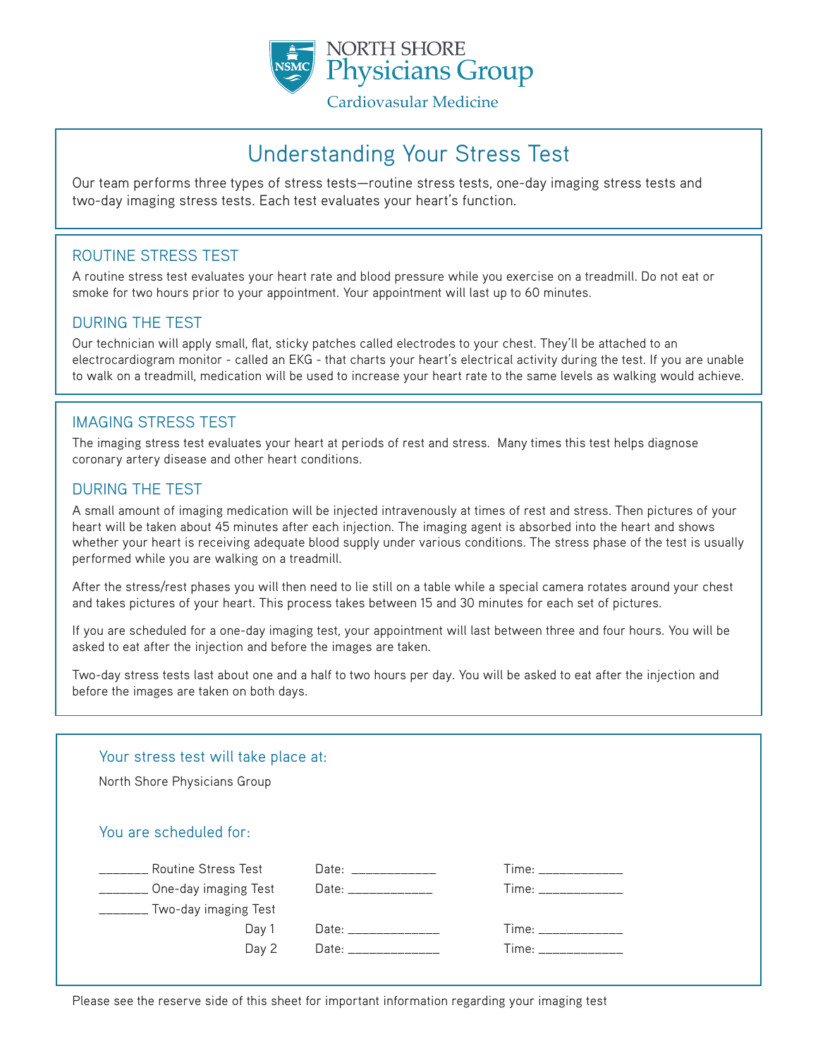NORTH SHORE
Physicians Group
Cardiovasular Medicine

# Understanding Your Stress Test

Our team performs three types of stress tests—routine stress tests, one-day imaging stress tests and two-day imaging stress tests. Each test evaluates your heart's function.

## ROUTINE STRESS TEST

A routine stress test evaluates your heart rate and blood pressure while you exercise on a treadmill. Do not eat or smoke for two hours prior to your appointment. Your appointment will last up to 60 minutes.

## DURING THE TEST

Our technician will apply small, flat, sticky patches called electrodes to your chest. They'll be attached to an electrocardiogram monitor - called an EKG - that charts your heart's electrical activity during the test. If you are unable to walk on a treadmill, medication will be used to increase your heart rate to the same levels as walking would achieve.

## IMAGING STRESS TEST

The imaging stress test evaluates your heart at periods of rest and stress. Many times this test helps diagnose coronary artery disease and other heart conditions.

## DURING THE TEST

A small amount of imaging medication will be injected intravenously at times of rest and stress. Then pictures of your heart will be taken about 45 minutes after each injection. The imaging agent is absorbed into the heart and shows whether your heart is receiving adequate blood supply under various conditions. The stress phase of the test is usually performed while you are walking on a treadmill.

After the stress/rest phases you will then need to lie still on a table while a special camera rotates around your chest and takes pictures of your heart. This process takes between 15 and 30 minutes for each set of pictures.

If you are scheduled for a one-day imaging test, your appointment will last between three and four hours. You will be asked to eat after the injection and before the images are taken.

Two-day stress tests last about one and a half to two hours per day. You will be asked to eat after the injection and before the images are taken on both days.

### Your stress test will take place at:

North Shore Physicians Group

### You are scheduled for:

| | | |
|---|---|---|
| _______ Routine Stress Test | Date: ____________ | Time: ____________ |
| _______ One-day imaging Test | Date: ____________ | Time: ____________ |
| _______ Two-day imaging Test | | |
| Day 1 | Date: _____________ | Time: ____________ |
| Day 2 | Date: _____________ | Time: ____________ |

Please see the reserve side of this sheet for important information regarding your imaging test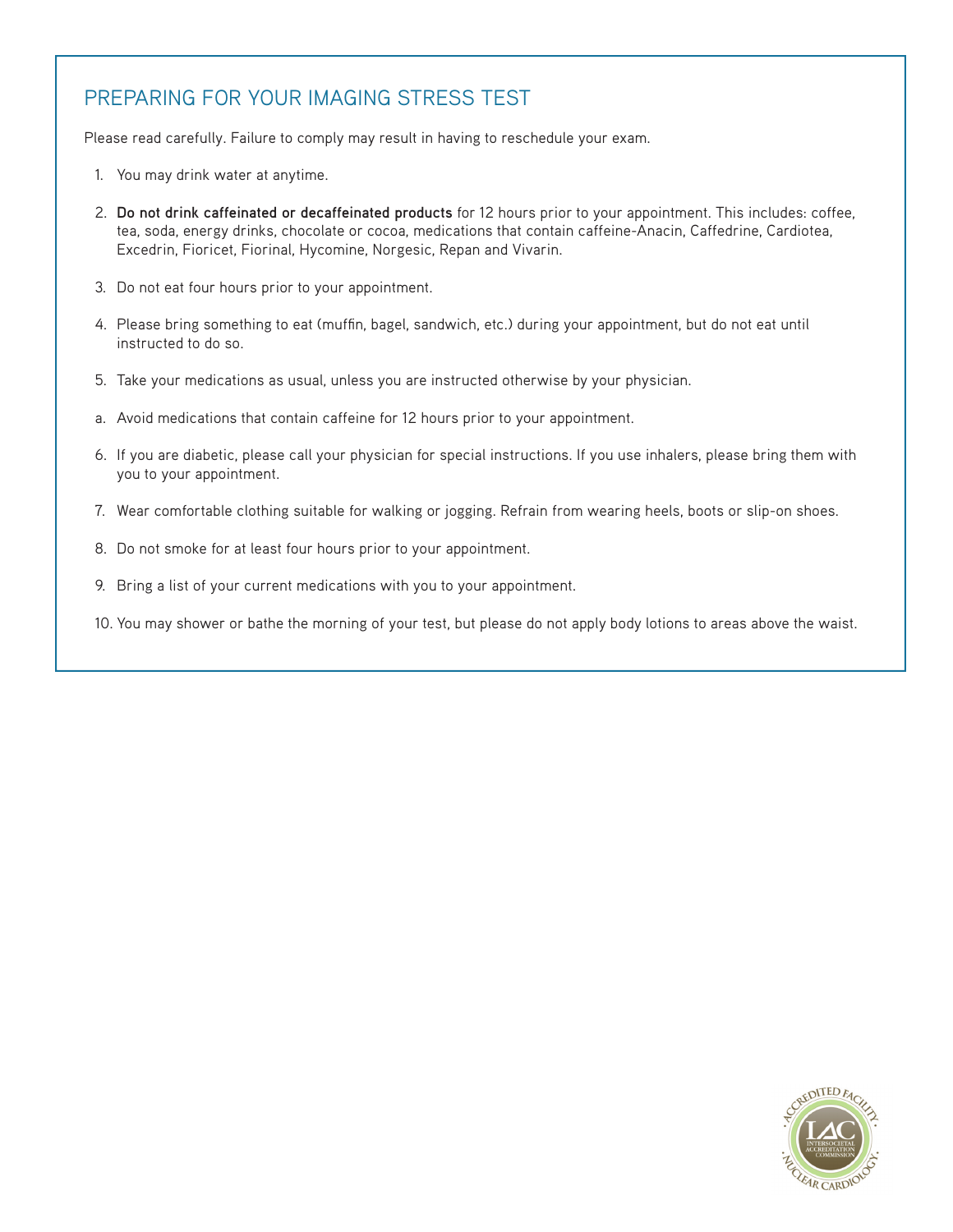## PREPARING FOR YOUR IMAGING STRESS TEST

Please read carefully. Failure to comply may result in having to reschedule your exam.

1. You may drink water at anytime.
2. **Do not drink caffeinated or decaffeinated products** for 12 hours prior to your appointment. This includes: coffee, tea, soda, energy drinks, chocolate or cocoa, medications that contain caffeine-Anacin, Caffedrine, Cardiotea, Excedrin, Fioricet, Fiorinal, Hycomine, Norgesic, Repan and Vivarin.
3. Do not eat four hours prior to your appointment.
4. Please bring something to eat (muffin, bagel, sandwich, etc.) during your appointment, but do not eat until instructed to do so.
5. Take your medications as usual, unless you are instructed otherwise by your physician.

a. Avoid medications that contain caffeine for 12 hours prior to your appointment.

6. If you are diabetic, please call your physician for special instructions. If you use inhalers, please bring them with you to your appointment.
7. Wear comfortable clothing suitable for walking or jogging. Refrain from wearing heels, boots or slip-on shoes.
8. Do not smoke for at least four hours prior to your appointment.
9. Bring a list of your current medications with you to your appointment.
10. You may shower or bathe the morning of your test, but please do not apply body lotions to areas above the waist.

ACCREDITED FACILITY
IAC
INTERSOCIETAL ACCREDITATION COMMISSION
NUCLEAR CARDIOLOGY